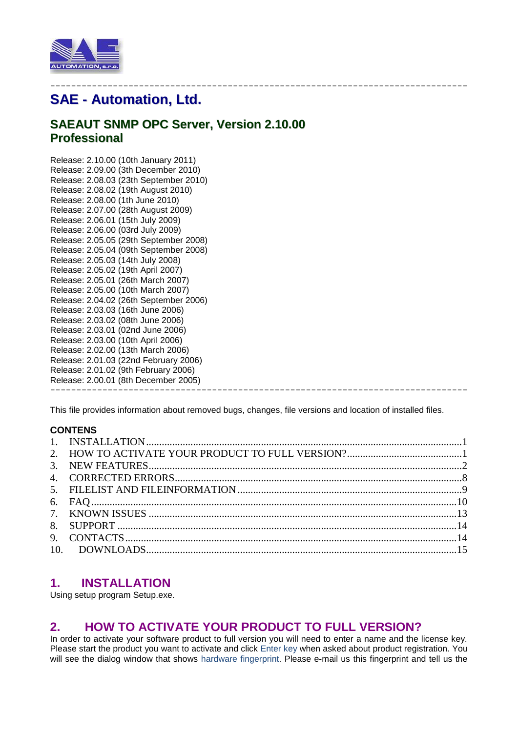---

# SAE - Automation, Ltd.

## SAEAUT SNMP OPC Server, Version 2.10.00 Professional

Release: 2.10.00 (10th January 2011)
Release: 2.09.00 (3th December 2010)
Release: 2.08.03 (23th September 2010)
Release: 2.08.02 (19th August 2010)
Release: 2.08.00 (1th June 2010)
Release: 2.07.00 (28th August 2009)
Release: 2.06.01 (15th July 2009)
Release: 2.06.00 (03rd July 2009)
Release: 2.05.05 (29th September 2008)
Release: 2.05.04 (09th September 2008)
Release: 2.05.03 (14th July 2008)
Release: 2.05.02 (19th April 2007)
Release: 2.05.01 (26th March 2007)
Release: 2.05.00 (10th March 2007)
Release: 2.04.02 (26th September 2006)
Release: 2.03.03 (16th June 2006)
Release: 2.03.02 (08th June 2006)
Release: 2.03.01 (02nd June 2006)
Release: 2.03.00 (10th April 2006)
Release: 2.02.00 (13th March 2006)
Release: 2.01.03 (22nd February 2006)
Release: 2.01.02 (9th February 2006)
Release: 2.00.01 (8th December 2005)

---

This file provides information about removed bugs, changes, file versions and location of installed files.

**CONTENS**

1. INSTALLATION ........ 1
2. HOW TO ACTIVATE YOUR PRODUCT TO FULL VERSION? ........ 1
3. NEW FEATURES ........ 2
4. CORRECTED ERRORS ........ 8
5. FILELIST AND FILEINFORMATION ........ 9
6. FAQ ........ 10
7. KNOWN ISSUES ........ 13
8. SUPPORT ........ 14
9. CONTACTS ........ 14
10. DOWNLOADS ........ 15

## 1. INSTALLATION

Using setup program Setup.exe.

## 2. HOW TO ACTIVATE YOUR PRODUCT TO FULL VERSION?

In order to activate your software product to full version you will need to enter a name and the license key. Please start the product you want to activate and click Enter key when asked about product registration. You will see the dialog window that shows hardware fingerprint. Please e-mail us this fingerprint and tell us the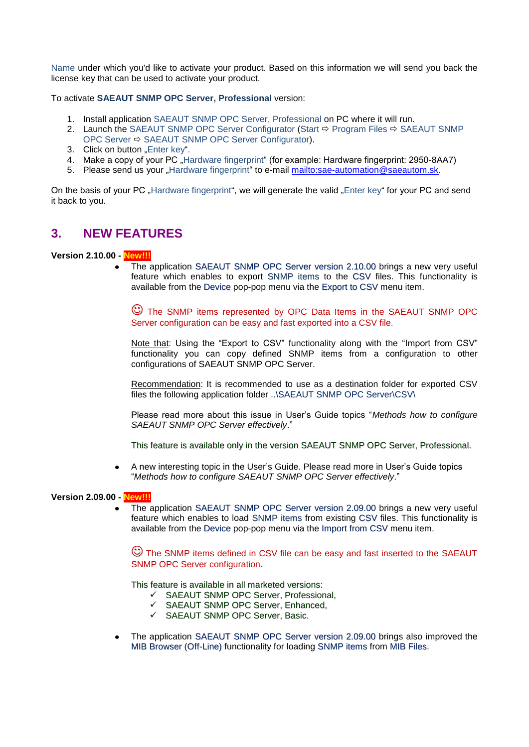Name under which you'd like to activate your product. Based on this information we will send you back the license key that can be used to activate your product.

To activate **SAEAUT SNMP OPC Server, Professional** version:

1. Install application SAEAUT SNMP OPC Server, Professional on PC where it will run.
2. Launch the SAEAUT SNMP OPC Server Configurator (Start ⇨ Program Files ⇨ SAEAUT SNMP OPC Server ⇨ SAEAUT SNMP OPC Server Configurator).
3. Click on button „Enter key“.
4. Make a copy of your PC „Hardware fingerprint“ (for example: Hardware fingerprint: 2950-8AA7)
5. Please send us your „Hardware fingerprint“ to e-mail mailto:sae-automation@saeautom.sk.

On the basis of your PC „Hardware fingerprint“, we will generate the valid „Enter key“ for your PC and send it back to you.

## 3. NEW FEATURES

**Version 2.10.00 - New!!!**

- The application SAEAUT SNMP OPC Server version 2.10.00 brings a new very useful feature which enables to export SNMP items to the CSV files. This functionality is available from the Device pop-pop menu via the Export to CSV menu item.

  ☺ The SNMP items represented by OPC Data Items in the SAEAUT SNMP OPC Server configuration can be easy and fast exported into a CSV file.

  Note that: Using the “Export to CSV” functionality along with the “Import from CSV” functionality you can copy defined SNMP items from a configuration to other configurations of SAEAUT SNMP OPC Server.

  Recommendation: It is recommended to use as a destination folder for exported CSV files the following application folder ..\SAEAUT SNMP OPC Server\CSV\

  Please read more about this issue in User's Guide topics “*Methods how to configure SAEAUT SNMP OPC Server effectively*.”

  This feature is available only in the version SAEAUT SNMP OPC Server, Professional.

- A new interesting topic in the User's Guide. Please read more in User's Guide topics “*Methods how to configure SAEAUT SNMP OPC Server effectively*.”

**Version 2.09.00 - New!!!**

- The application SAEAUT SNMP OPC Server version 2.09.00 brings a new very useful feature which enables to load SNMP items from existing CSV files. This functionality is available from the Device pop-pop menu via the Import from CSV menu item.

  ☺ The SNMP items defined in CSV file can be easy and fast inserted to the SAEAUT SNMP OPC Server configuration.

  This feature is available in all marketed versions:
  - ✓ SAEAUT SNMP OPC Server, Professional,
  - ✓ SAEAUT SNMP OPC Server, Enhanced,
  - ✓ SAEAUT SNMP OPC Server, Basic.

- The application SAEAUT SNMP OPC Server version 2.09.00 brings also improved the MIB Browser (Off-Line) functionality for loading SNMP items from MIB Files.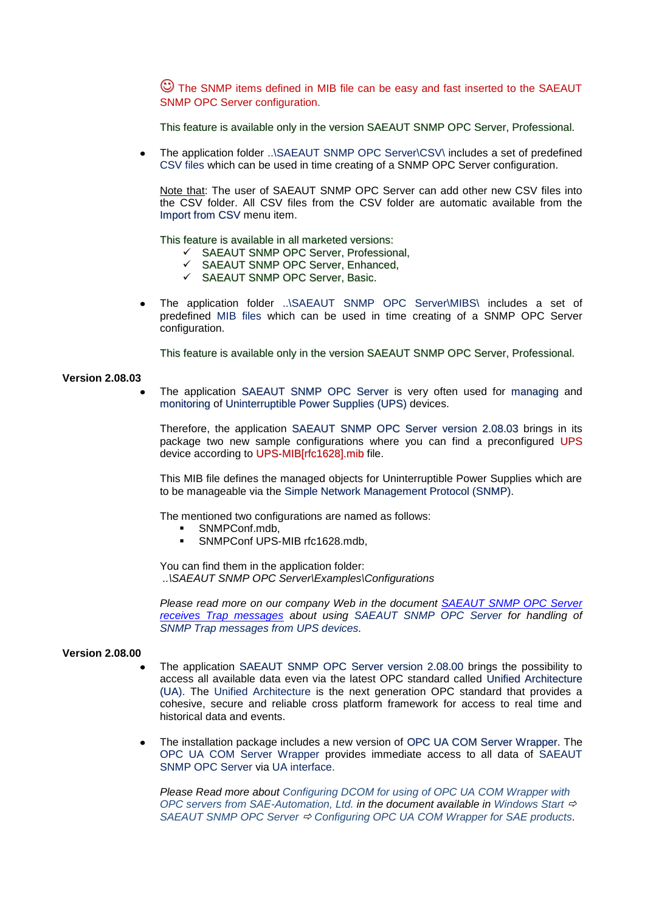☺ The SNMP items defined in MIB file can be easy and fast inserted to the SAEAUT SNMP OPC Server configuration.

This feature is available only in the version SAEAUT SNMP OPC Server, Professional.

- The application folder ..\SAEAUT SNMP OPC Server\CSV\ includes a set of predefined CSV files which can be used in time creating of a SNMP OPC Server configuration.

  Note that: The user of SAEAUT SNMP OPC Server can add other new CSV files into the CSV folder. All CSV files from the CSV folder are automatic available from the Import from CSV menu item.

  This feature is available in all marketed versions:
  - ✓ SAEAUT SNMP OPC Server, Professional,
  - ✓ SAEAUT SNMP OPC Server, Enhanced,
  - ✓ SAEAUT SNMP OPC Server, Basic.

- The application folder ..\SAEAUT SNMP OPC Server\MIBS\ includes a set of predefined MIB files which can be used in time creating of a SNMP OPC Server configuration.

  This feature is available only in the version SAEAUT SNMP OPC Server, Professional.

**Version 2.08.03**

- The application SAEAUT SNMP OPC Server is very often used for managing and monitoring of Uninterruptible Power Supplies (UPS) devices.

  Therefore, the application SAEAUT SNMP OPC Server version 2.08.03 brings in its package two new sample configurations where you can find a preconfigured UPS device according to UPS-MIB[rfc1628].mib file.

  This MIB file defines the managed objects for Uninterruptible Power Supplies which are to be manageable via the Simple Network Management Protocol (SNMP).

  The mentioned two configurations are named as follows:
  - SNMPConf.mdb,
  - SNMPConf UPS-MIB rfc1628.mdb,

  You can find them in the application folder:
  *..\SAEAUT SNMP OPC Server\Examples\Configurations*

  *Please read more on our company Web in the document SAEAUT SNMP OPC Server receives Trap messages about using SAEAUT SNMP OPC Server for handling of SNMP Trap messages from UPS devices.*

**Version 2.08.00**

- The application SAEAUT SNMP OPC Server version 2.08.00 brings the possibility to access all available data even via the latest OPC standard called Unified Architecture (UA). The Unified Architecture is the next generation OPC standard that provides a cohesive, secure and reliable cross platform framework for access to real time and historical data and events.

- The installation package includes a new version of OPC UA COM Server Wrapper. The OPC UA COM Server Wrapper provides immediate access to all data of SAEAUT SNMP OPC Server via UA interface.

  *Please Read more about Configuring DCOM for using of OPC UA COM Wrapper with OPC servers from SAE-Automation, Ltd. in the document available in Windows Start ⇨ SAEAUT SNMP OPC Server ⇨ Configuring OPC UA COM Wrapper for SAE products.*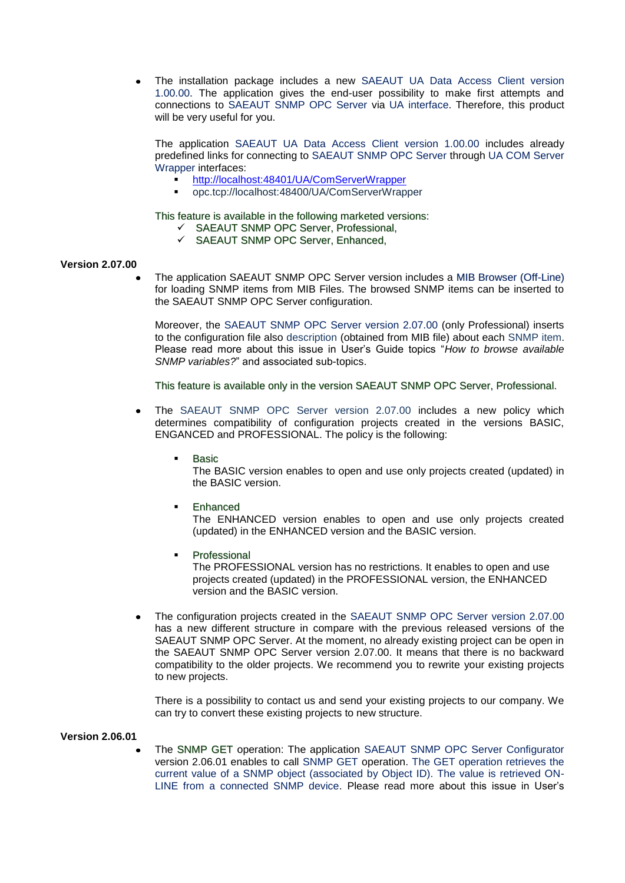- The installation package includes a new SAEAUT UA Data Access Client version 1.00.00. The application gives the end-user possibility to make first attempts and connections to SAEAUT SNMP OPC Server via UA interface. Therefore, this product will be very useful for you.

  The application SAEAUT UA Data Access Client version 1.00.00 includes already predefined links for connecting to SAEAUT SNMP OPC Server through UA COM Server Wrapper interfaces:
  - http://localhost:48401/UA/ComServerWrapper
  - opc.tcp://localhost:48400/UA/ComServerWrapper

  This feature is available in the following marketed versions:
  - ✓ SAEAUT SNMP OPC Server, Professional,
  - ✓ SAEAUT SNMP OPC Server, Enhanced,

**Version 2.07.00**

- The application SAEAUT SNMP OPC Server version includes a MIB Browser (Off-Line) for loading SNMP items from MIB Files. The browsed SNMP items can be inserted to the SAEAUT SNMP OPC Server configuration.

  Moreover, the SAEAUT SNMP OPC Server version 2.07.00 (only Professional) inserts to the configuration file also description (obtained from MIB file) about each SNMP item. Please read more about this issue in User's Guide topics "*How to browse available SNMP variables?*" and associated sub-topics.

  This feature is available only in the version SAEAUT SNMP OPC Server, Professional.

- The SAEAUT SNMP OPC Server version 2.07.00 includes a new policy which determines compatibility of configuration projects created in the versions BASIC, ENGANCED and PROFESSIONAL. The policy is the following:

  - Basic
    The BASIC version enables to open and use only projects created (updated) in the BASIC version.

  - Enhanced
    The ENHANCED version enables to open and use only projects created (updated) in the ENHANCED version and the BASIC version.

  - Professional
    The PROFESSIONAL version has no restrictions. It enables to open and use projects created (updated) in the PROFESSIONAL version, the ENHANCED version and the BASIC version.

- The configuration projects created in the SAEAUT SNMP OPC Server version 2.07.00 has a new different structure in compare with the previous released versions of the SAEAUT SNMP OPC Server. At the moment, no already existing project can be open in the SAEAUT SNMP OPC Server version 2.07.00. It means that there is no backward compatibility to the older projects. We recommend you to rewrite your existing projects to new projects.

  There is a possibility to contact us and send your existing projects to our company. We can try to convert these existing projects to new structure.

**Version 2.06.01**

- The SNMP GET operation: The application SAEAUT SNMP OPC Server Configurator version 2.06.01 enables to call SNMP GET operation. The GET operation retrieves the current value of a SNMP object (associated by Object ID). The value is retrieved ON-LINE from a connected SNMP device. Please read more about this issue in User's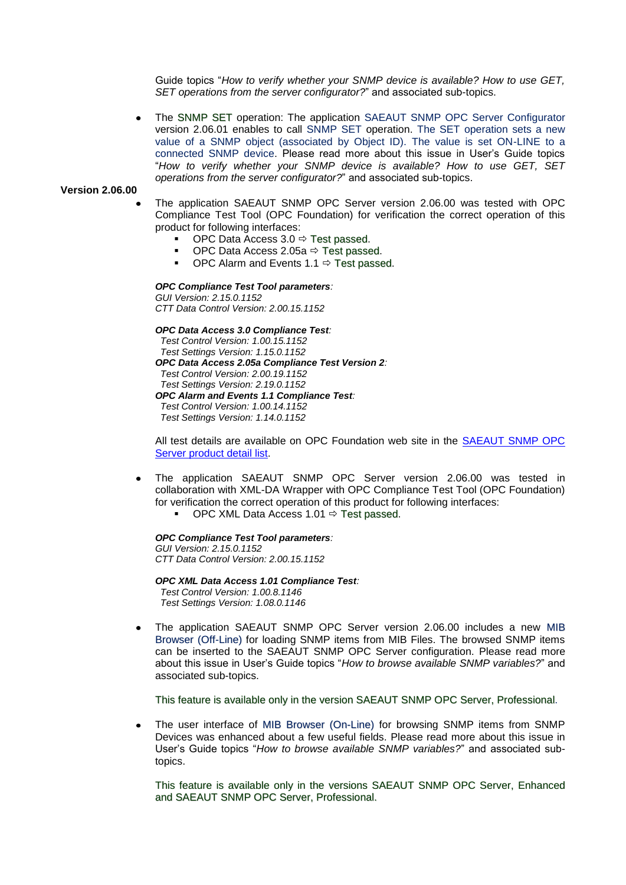Guide topics "*How to verify whether your SNMP device is available? How to use GET, SET operations from the server configurator?*" and associated sub-topics.

- The SNMP SET operation: The application SAEAUT SNMP OPC Server Configurator version 2.06.01 enables to call SNMP SET operation. The SET operation sets a new value of a SNMP object (associated by Object ID). The value is set ON-LINE to a connected SNMP device. Please read more about this issue in User's Guide topics "*How to verify whether your SNMP device is available? How to use GET, SET operations from the server configurator?*" and associated sub-topics.

**Version 2.06.00**

- The application SAEAUT SNMP OPC Server version 2.06.00 was tested with OPC Compliance Test Tool (OPC Foundation) for verification the correct operation of this product for following interfaces:
  - OPC Data Access 3.0 ⇨ Test passed.
  - OPC Data Access 2.05a ⇨ Test passed.
  - OPC Alarm and Events 1.1 ⇨ Test passed.

  ***OPC Compliance Test Tool parameters**:*
  *GUI Version: 2.15.0.1152*
  *CTT Data Control Version: 2.00.15.1152*

  ***OPC Data Access 3.0 Compliance Test**:*
  *Test Control Version: 1.00.15.1152*
  *Test Settings Version: 1.15.0.1152*
  ***OPC Data Access 2.05a Compliance Test Version 2**:*
  *Test Control Version: 2.00.19.1152*
  *Test Settings Version: 2.19.0.1152*
  ***OPC Alarm and Events 1.1 Compliance Test**:*
  *Test Control Version: 1.00.14.1152*
  *Test Settings Version: 1.14.0.1152*

  All test details are available on OPC Foundation web site in the SAEAUT SNMP OPC Server product detail list.

- The application SAEAUT SNMP OPC Server version 2.06.00 was tested in collaboration with XML-DA Wrapper with OPC Compliance Test Tool (OPC Foundation) for verification the correct operation of this product for following interfaces:
  - OPC XML Data Access 1.01 ⇨ Test passed.

  ***OPC Compliance Test Tool parameters**:*
  *GUI Version: 2.15.0.1152*
  *CTT Data Control Version: 2.00.15.1152*

  ***OPC XML Data Access 1.01 Compliance Test**:*
  *Test Control Version: 1.00.8.1146*
  *Test Settings Version: 1.08.0.1146*

- The application SAEAUT SNMP OPC Server version 2.06.00 includes a new MIB Browser (Off-Line) for loading SNMP items from MIB Files. The browsed SNMP items can be inserted to the SAEAUT SNMP OPC Server configuration. Please read more about this issue in User's Guide topics "*How to browse available SNMP variables?*" and associated sub-topics.

  This feature is available only in the version SAEAUT SNMP OPC Server, Professional.

- The user interface of MIB Browser (On-Line) for browsing SNMP items from SNMP Devices was enhanced about a few useful fields. Please read more about this issue in User's Guide topics "*How to browse available SNMP variables?*" and associated sub-topics.

  This feature is available only in the versions SAEAUT SNMP OPC Server, Enhanced and SAEAUT SNMP OPC Server, Professional.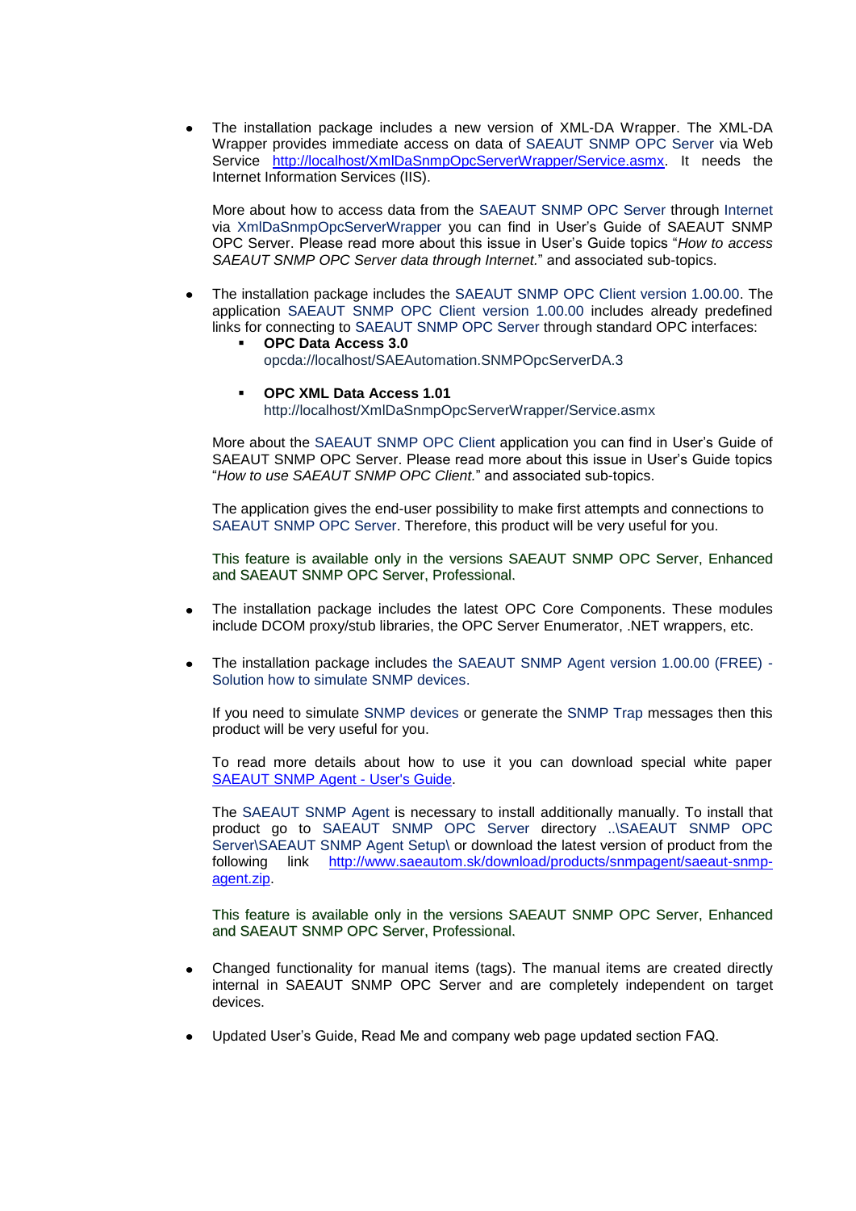- The installation package includes a new version of XML-DA Wrapper. The XML-DA Wrapper provides immediate access on data of SAEAUT SNMP OPC Server via Web Service [http://localhost/XmlDaSnmpOpcServerWrapper/Service.asmx](http://localhost/XmlDaSnmpOpcServerWrapper/Service.asmx). It needs the Internet Information Services (IIS).

  More about how to access data from the SAEAUT SNMP OPC Server through Internet via XmlDaSnmpOpcServerWrapper you can find in User's Guide of SAEAUT SNMP OPC Server. Please read more about this issue in User's Guide topics "*How to access SAEAUT SNMP OPC Server data through Internet.*" and associated sub-topics.

- The installation package includes the SAEAUT SNMP OPC Client version 1.00.00. The application SAEAUT SNMP OPC Client version 1.00.00 includes already predefined links for connecting to SAEAUT SNMP OPC Server through standard OPC interfaces:
  - **OPC Data Access 3.0**
    opcda://localhost/SAEAutomation.SNMPOpcServerDA.3
  - **OPC XML Data Access 1.01**
    http://localhost/XmlDaSnmpOpcServerWrapper/Service.asmx

  More about the SAEAUT SNMP OPC Client application you can find in User's Guide of SAEAUT SNMP OPC Server. Please read more about this issue in User's Guide topics "*How to use SAEAUT SNMP OPC Client.*" and associated sub-topics.

  The application gives the end-user possibility to make first attempts and connections to SAEAUT SNMP OPC Server. Therefore, this product will be very useful for you.

  This feature is available only in the versions SAEAUT SNMP OPC Server, Enhanced and SAEAUT SNMP OPC Server, Professional.

- The installation package includes the latest OPC Core Components. These modules include DCOM proxy/stub libraries, the OPC Server Enumerator, .NET wrappers, etc.

- The installation package includes the SAEAUT SNMP Agent version 1.00.00 (FREE) - Solution how to simulate SNMP devices.

  If you need to simulate SNMP devices or generate the SNMP Trap messages then this product will be very useful for you.

  To read more details about how to use it you can download special white paper SAEAUT SNMP Agent - User's Guide.

  The SAEAUT SNMP Agent is necessary to install additionally manually. To install that product go to SAEAUT SNMP OPC Server directory ..\SAEAUT SNMP OPC Server\SAEAUT SNMP Agent Setup\ or download the latest version of product from the following link [http://www.saeautom.sk/download/products/snmpagent/saeaut-snmp-agent.zip](http://www.saeautom.sk/download/products/snmpagent/saeaut-snmp-agent.zip).

  This feature is available only in the versions SAEAUT SNMP OPC Server, Enhanced and SAEAUT SNMP OPC Server, Professional.

- Changed functionality for manual items (tags). The manual items are created directly internal in SAEAUT SNMP OPC Server and are completely independent on target devices.

- Updated User's Guide, Read Me and company web page updated section FAQ.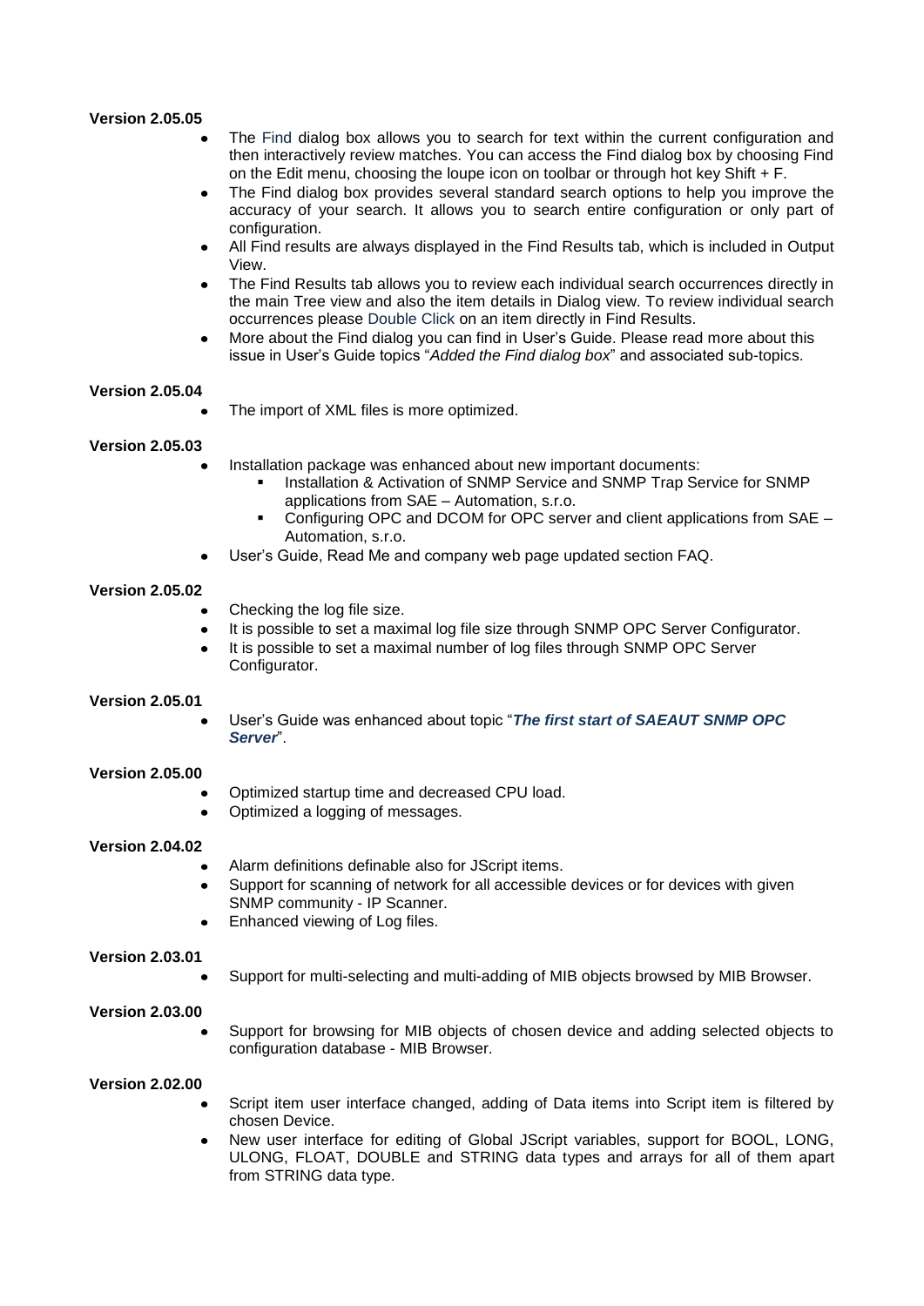**Version 2.05.05**

- The Find dialog box allows you to search for text within the current configuration and then interactively review matches. You can access the Find dialog box by choosing Find on the Edit menu, choosing the loupe icon on toolbar or through hot key Shift + F.
- The Find dialog box provides several standard search options to help you improve the accuracy of your search. It allows you to search entire configuration or only part of configuration.
- All Find results are always displayed in the Find Results tab, which is included in Output View.
- The Find Results tab allows you to review each individual search occurrences directly in the main Tree view and also the item details in Dialog view. To review individual search occurrences please Double Click on an item directly in Find Results.
- More about the Find dialog you can find in User's Guide. Please read more about this issue in User's Guide topics "*Added the Find dialog box*" and associated sub-topics.

**Version 2.05.04**

- The import of XML files is more optimized.

**Version 2.05.03**

- Installation package was enhanced about new important documents:
  - Installation & Activation of SNMP Service and SNMP Trap Service for SNMP applications from SAE – Automation, s.r.o.
  - Configuring OPC and DCOM for OPC server and client applications from SAE – Automation, s.r.o.
- User's Guide, Read Me and company web page updated section FAQ.

**Version 2.05.02**

- Checking the log file size.
- It is possible to set a maximal log file size through SNMP OPC Server Configurator.
- It is possible to set a maximal number of log files through SNMP OPC Server Configurator.

**Version 2.05.01**

- User's Guide was enhanced about topic "***The first start of SAEAUT SNMP OPC Server***".

**Version 2.05.00**

- Optimized startup time and decreased CPU load.
- Optimized a logging of messages.

**Version 2.04.02**

- Alarm definitions definable also for JScript items.
- Support for scanning of network for all accessible devices or for devices with given SNMP community - IP Scanner.
- Enhanced viewing of Log files.

**Version 2.03.01**

- Support for multi-selecting and multi-adding of MIB objects browsed by MIB Browser.

**Version 2.03.00**

- Support for browsing for MIB objects of chosen device and adding selected objects to configuration database - MIB Browser.

**Version 2.02.00**

- Script item user interface changed, adding of Data items into Script item is filtered by chosen Device.
- New user interface for editing of Global JScript variables, support for BOOL, LONG, ULONG, FLOAT, DOUBLE and STRING data types and arrays for all of them apart from STRING data type.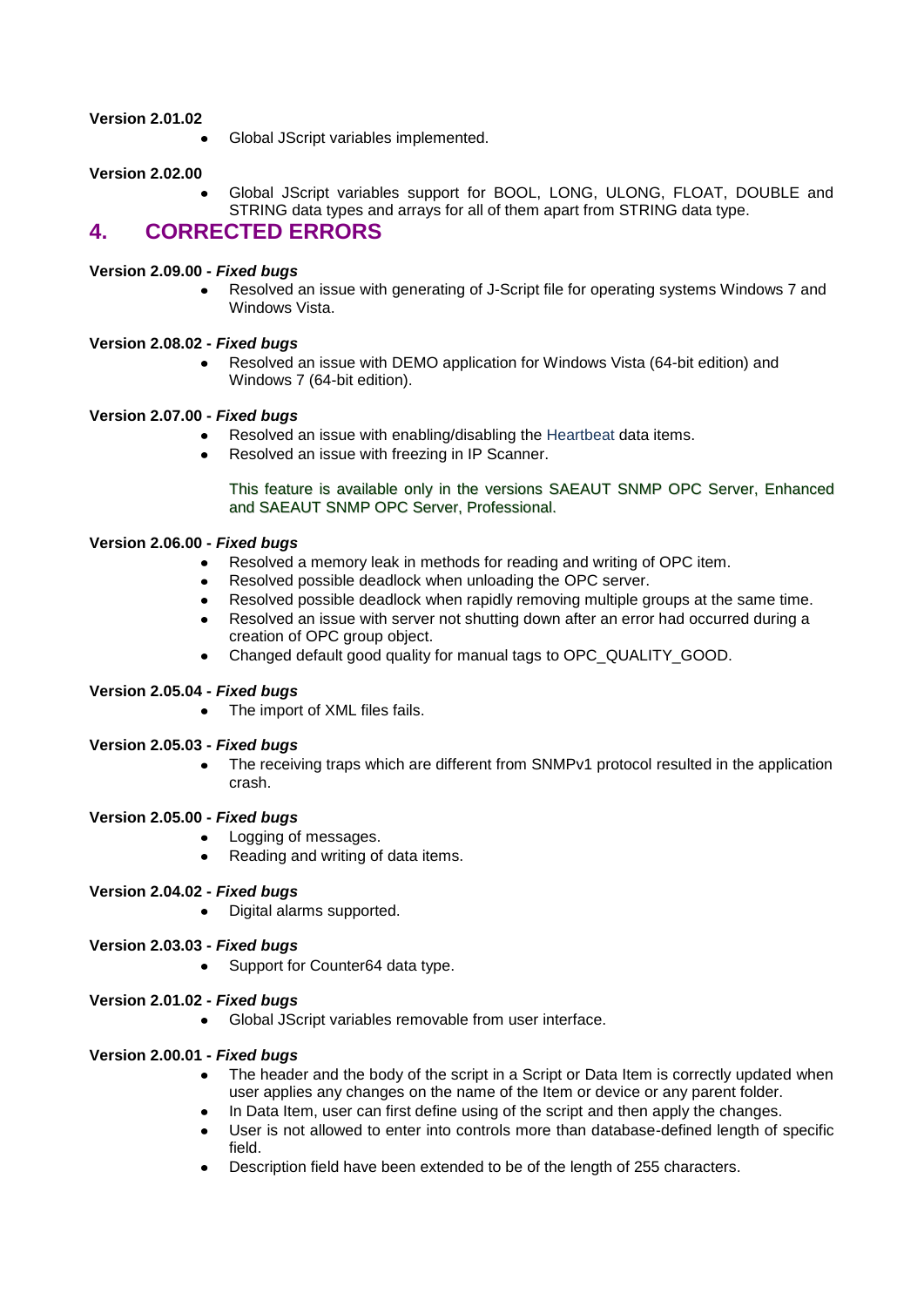**Version 2.01.02**

- Global JScript variables implemented.

**Version 2.02.00**

- Global JScript variables support for BOOL, LONG, ULONG, FLOAT, DOUBLE and STRING data types and arrays for all of them apart from STRING data type.

# 4. CORRECTED ERRORS

**Version 2.09.00 -** ***Fixed bugs***

- Resolved an issue with generating of J-Script file for operating systems Windows 7 and Windows Vista.

**Version 2.08.02 -** ***Fixed bugs***

- Resolved an issue with DEMO application for Windows Vista (64-bit edition) and Windows 7 (64-bit edition).

**Version 2.07.00 -** ***Fixed bugs***

- Resolved an issue with enabling/disabling the Heartbeat data items.
- Resolved an issue with freezing in IP Scanner.

  This feature is available only in the versions SAEAUT SNMP OPC Server, Enhanced and SAEAUT SNMP OPC Server, Professional.

**Version 2.06.00 -** ***Fixed bugs***

- Resolved a memory leak in methods for reading and writing of OPC item.
- Resolved possible deadlock when unloading the OPC server.
- Resolved possible deadlock when rapidly removing multiple groups at the same time.
- Resolved an issue with server not shutting down after an error had occurred during a creation of OPC group object.
- Changed default good quality for manual tags to OPC_QUALITY_GOOD.

**Version 2.05.04 -** ***Fixed bugs***

- The import of XML files fails.

**Version 2.05.03 -** ***Fixed bugs***

- The receiving traps which are different from SNMPv1 protocol resulted in the application crash.

**Version 2.05.00 -** ***Fixed bugs***

- Logging of messages.
- Reading and writing of data items.

**Version 2.04.02 -** ***Fixed bugs***

- Digital alarms supported.

**Version 2.03.03 -** ***Fixed bugs***

- Support for Counter64 data type.

**Version 2.01.02 -** ***Fixed bugs***

- Global JScript variables removable from user interface.

**Version 2.00.01 -** ***Fixed bugs***

- The header and the body of the script in a Script or Data Item is correctly updated when user applies any changes on the name of the Item or device or any parent folder.
- In Data Item, user can first define using of the script and then apply the changes.
- User is not allowed to enter into controls more than database-defined length of specific field.
- Description field have been extended to be of the length of 255 characters.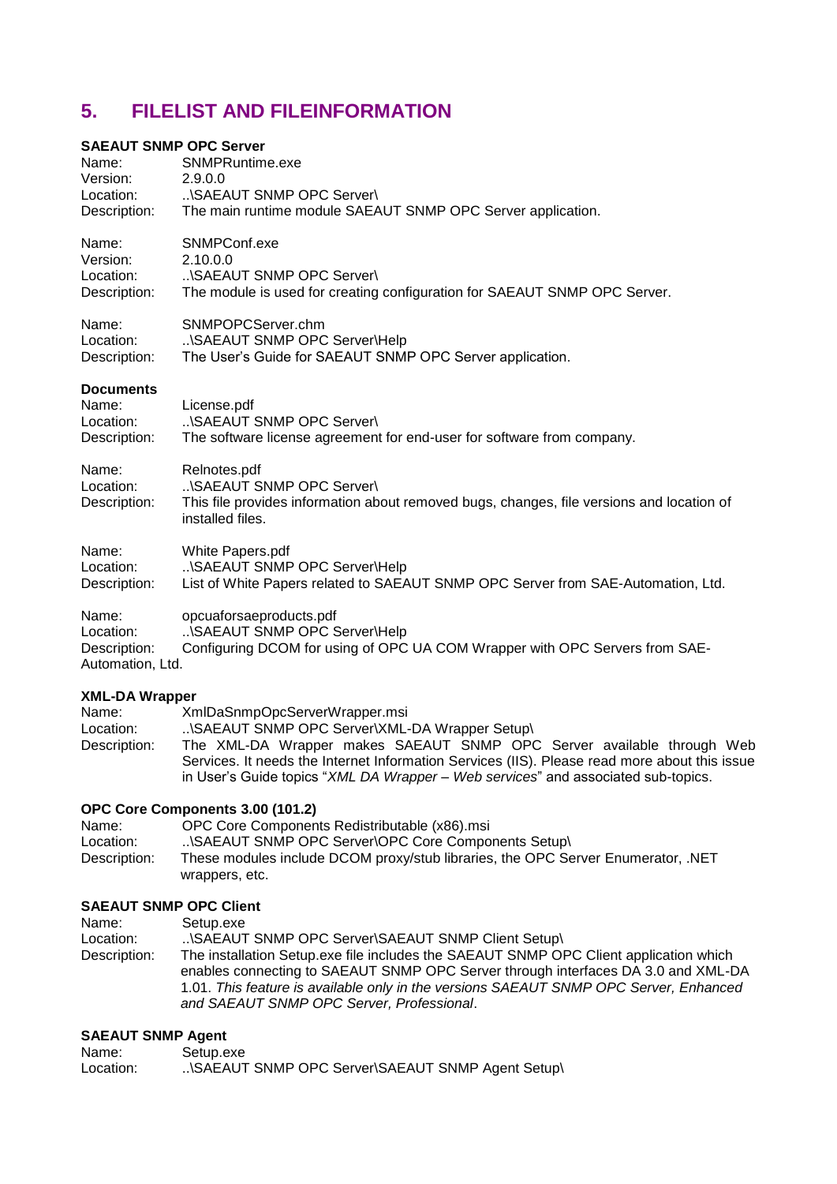# 5. FILELIST AND FILEINFORMATION

**SAEAUT SNMP OPC Server**

Name: SNMPRuntime.exe
Version: 2.9.0.0
Location: ..\SAEAUT SNMP OPC Server\
Description: The main runtime module SAEAUT SNMP OPC Server application.

Name: SNMPConf.exe
Version: 2.10.0.0
Location: ..\SAEAUT SNMP OPC Server\
Description: The module is used for creating configuration for SAEAUT SNMP OPC Server.

Name: SNMPOPCServer.chm
Location: ..\SAEAUT SNMP OPC Server\Help
Description: The User's Guide for SAEAUT SNMP OPC Server application.

**Documents**

Name: License.pdf
Location: ..\SAEAUT SNMP OPC Server\
Description: The software license agreement for end-user for software from company.

Name: Relnotes.pdf
Location: ..\SAEAUT SNMP OPC Server\
Description: This file provides information about removed bugs, changes, file versions and location of installed files.

Name: White Papers.pdf
Location: ..\SAEAUT SNMP OPC Server\Help
Description: List of White Papers related to SAEAUT SNMP OPC Server from SAE-Automation, Ltd.

Name: opcuaforsaeproducts.pdf
Location: ..\SAEAUT SNMP OPC Server\Help
Description: Configuring DCOM for using of OPC UA COM Wrapper with OPC Servers from SAE-Automation, Ltd.

**XML-DA Wrapper**

Name: XmlDaSnmpOpcServerWrapper.msi
Location: ..\SAEAUT SNMP OPC Server\XML-DA Wrapper Setup\
Description: The XML-DA Wrapper makes SAEAUT SNMP OPC Server available through Web Services. It needs the Internet Information Services (IIS). Please read more about this issue in User's Guide topics "*XML DA Wrapper – Web services*" and associated sub-topics.

**OPC Core Components 3.00 (101.2)**

Name: OPC Core Components Redistributable (x86).msi
Location: ..\SAEAUT SNMP OPC Server\OPC Core Components Setup\
Description: These modules include DCOM proxy/stub libraries, the OPC Server Enumerator, .NET wrappers, etc.

**SAEAUT SNMP OPC Client**

Name: Setup.exe
Location: ..\SAEAUT SNMP OPC Server\SAEAUT SNMP Client Setup\
Description: The installation Setup.exe file includes the SAEAUT SNMP OPC Client application which enables connecting to SAEAUT SNMP OPC Server through interfaces DA 3.0 and XML-DA 1.01. *This feature is available only in the versions SAEAUT SNMP OPC Server, Enhanced and SAEAUT SNMP OPC Server, Professional*.

**SAEAUT SNMP Agent**

Name: Setup.exe
Location: ..\SAEAUT SNMP OPC Server\SAEAUT SNMP Agent Setup\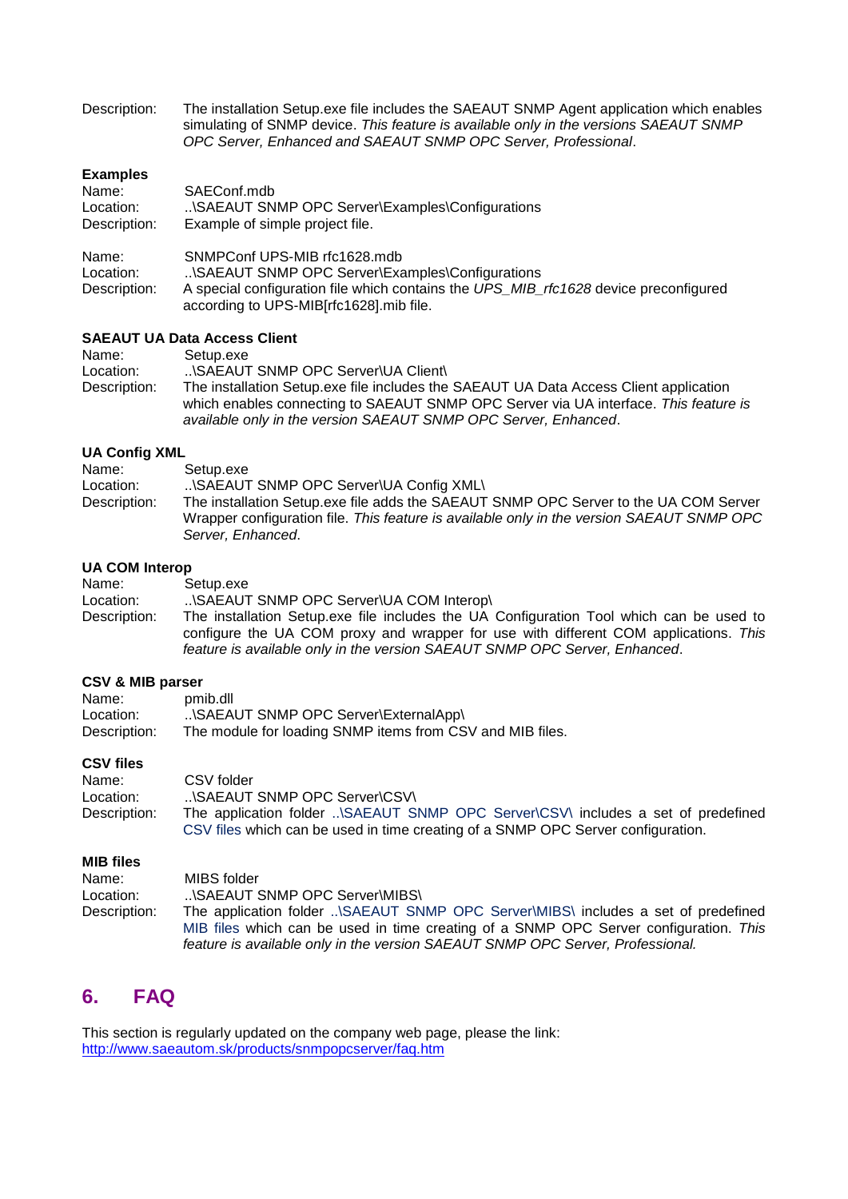Description: The installation Setup.exe file includes the SAEAUT SNMP Agent application which enables simulating of SNMP device. *This feature is available only in the versions SAEAUT SNMP OPC Server, Enhanced and SAEAUT SNMP OPC Server, Professional*.

**Examples**

Name: SAEConf.mdb
Location: ..\SAEAUT SNMP OPC Server\Examples\Configurations
Description: Example of simple project file.

Name: SNMPConf UPS-MIB rfc1628.mdb
Location: ..\SAEAUT SNMP OPC Server\Examples\Configurations
Description: A special configuration file which contains the *UPS_MIB_rfc1628* device preconfigured according to UPS-MIB[rfc1628].mib file.

**SAEAUT UA Data Access Client**

Name: Setup.exe
Location: ..\SAEAUT SNMP OPC Server\UA Client\
Description: The installation Setup.exe file includes the SAEAUT UA Data Access Client application which enables connecting to SAEAUT SNMP OPC Server via UA interface. *This feature is available only in the version SAEAUT SNMP OPC Server, Enhanced*.

**UA Config XML**

Name: Setup.exe
Location: ..\SAEAUT SNMP OPC Server\UA Config XML\
Description: The installation Setup.exe file adds the SAEAUT SNMP OPC Server to the UA COM Server Wrapper configuration file. *This feature is available only in the version SAEAUT SNMP OPC Server, Enhanced*.

**UA COM Interop**

Name: Setup.exe
Location: ..\SAEAUT SNMP OPC Server\UA COM Interop\
Description: The installation Setup.exe file includes the UA Configuration Tool which can be used to configure the UA COM proxy and wrapper for use with different COM applications. *This feature is available only in the version SAEAUT SNMP OPC Server, Enhanced*.

**CSV & MIB parser**

Name: pmib.dll
Location: ..\SAEAUT SNMP OPC Server\ExternalApp\
Description: The module for loading SNMP items from CSV and MIB files.

**CSV files**

Name: CSV folder
Location: ..\SAEAUT SNMP OPC Server\CSV\
Description: The application folder ..\SAEAUT SNMP OPC Server\CSV\ includes a set of predefined CSV files which can be used in time creating of a SNMP OPC Server configuration.

**MIB files**

Name: MIBS folder
Location: ..\SAEAUT SNMP OPC Server\MIBS\
Description: The application folder ..\SAEAUT SNMP OPC Server\MIBS\ includes a set of predefined MIB files which can be used in time creating of a SNMP OPC Server configuration. *This feature is available only in the version SAEAUT SNMP OPC Server, Professional.*

# 6. FAQ

This section is regularly updated on the company web page, please the link:
http://www.saeautom.sk/products/snmpopcserver/faq.htm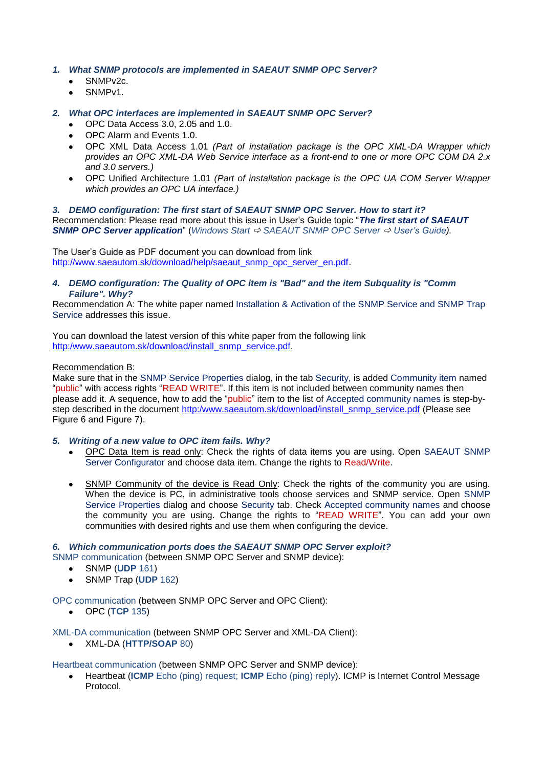1. ***What SNMP protocols are implemented in SAEAUT SNMP OPC Server?***
   - SNMPv2c.
   - SNMPv1.

2. ***What OPC interfaces are implemented in SAEAUT SNMP OPC Server?***
   - OPC Data Access 3.0, 2.05 and 1.0.
   - OPC Alarm and Events 1.0.
   - OPC XML Data Access 1.01 *(Part of installation package is the OPC XML-DA Wrapper which provides an OPC XML-DA Web Service interface as a front-end to one or more OPC COM DA 2.x and 3.0 servers.)*
   - OPC Unified Architecture 1.01 *(Part of installation package is the OPC UA COM Server Wrapper which provides an OPC UA interface.)*

3. ***DEMO configuration: The first start of SAEAUT SNMP OPC Server. How to start it?***

Recommendation: Please read more about this issue in User's Guide topic "***The first start of SAEAUT SNMP OPC Server application***" (*Windows Start ⇨ SAEAUT SNMP OPC Server ⇨ User's Guide).*

The User's Guide as PDF document you can download from link http://www.saeautom.sk/download/help/saeaut_snmp_opc_server_en.pdf.

4. ***DEMO configuration: The Quality of OPC item is "Bad" and the item Subquality is "Comm Failure". Why?***

Recommendation A: The white paper named Installation & Activation of the SNMP Service and SNMP Trap Service addresses this issue.

You can download the latest version of this white paper from the following link http:/www.saeautom.sk/download/install_snmp_service.pdf.

Recommendation B:
Make sure that in the SNMP Service Properties dialog, in the tab Security, is added Community item named "public" with access rights "READ WRITE". If this item is not included between community names then please add it. A sequence, how to add the "public" item to the list of Accepted community names is step-by-step described in the document http:/www.saeautom.sk/download/install_snmp_service.pdf (Please see Figure 6 and Figure 7).

5. ***Writing of a new value to OPC item fails. Why?***
   - OPC Data Item is read only: Check the rights of data items you are using. Open SAEAUT SNMP Server Configurator and choose data item. Change the rights to Read/Write.

   - SNMP Community of the device is Read Only: Check the rights of the community you are using. When the device is PC, in administrative tools choose services and SNMP service. Open SNMP Service Properties dialog and choose Security tab. Check Accepted community names and choose the community you are using. Change the rights to "READ WRITE". You can add your own communities with desired rights and use them when configuring the device.

6. ***Which communication ports does the SAEAUT SNMP OPC Server exploit?***

SNMP communication (between SNMP OPC Server and SNMP device):
- SNMP (**UDP** 161)
- SNMP Trap (**UDP** 162)

OPC communication (between SNMP OPC Server and OPC Client):
- OPC (**TCP** 135)

XML-DA communication (between SNMP OPC Server and XML-DA Client):
- XML-DA (**HTTP/SOAP** 80)

Heartbeat communication (between SNMP OPC Server and SNMP device):
- Heartbeat (**ICMP** Echo (ping) request; **ICMP** Echo (ping) reply). ICMP is Internet Control Message Protocol.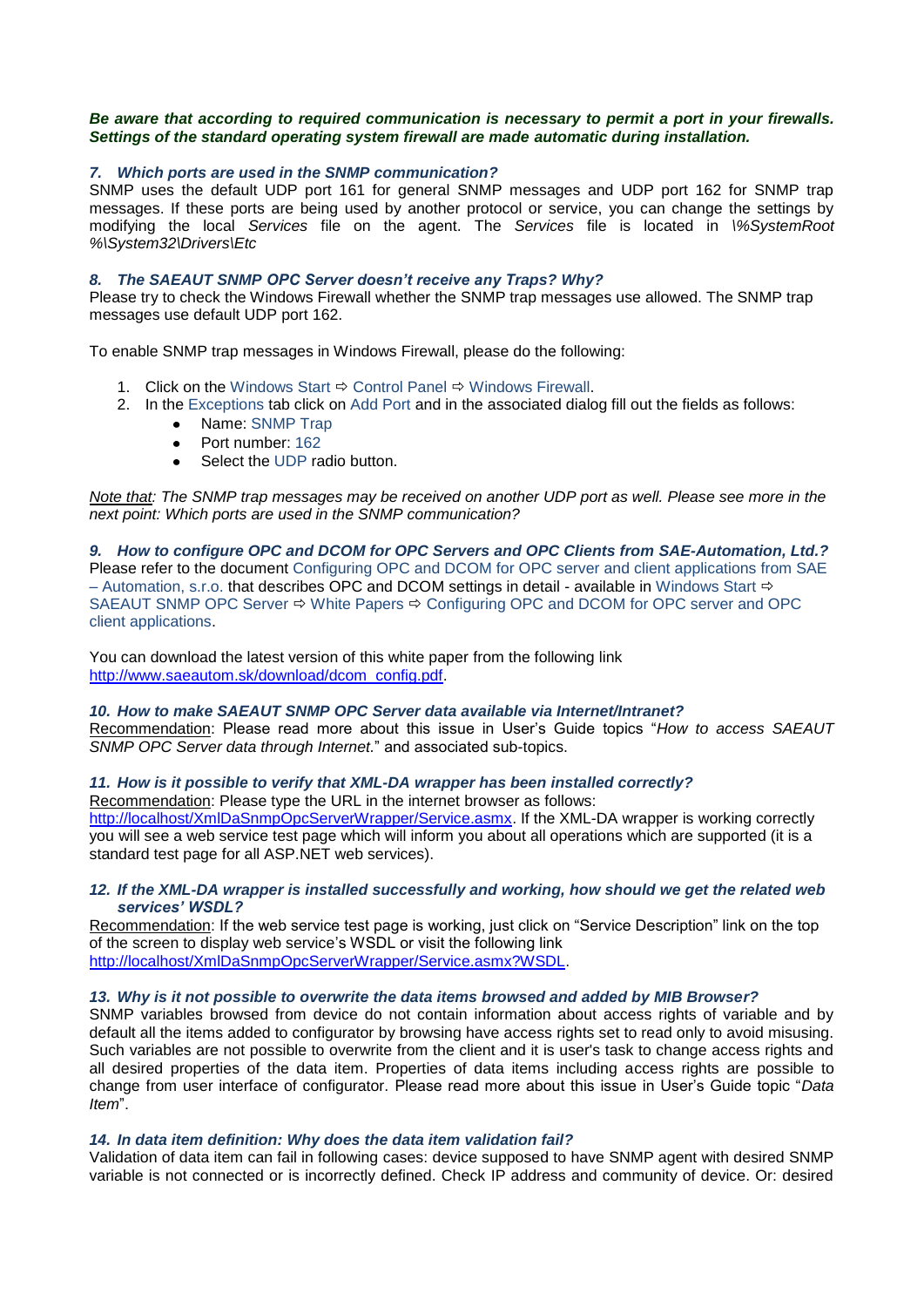***Be aware that according to required communication is necessary to permit a port in your firewalls. Settings of the standard operating system firewall are made automatic during installation.***

### *7. Which ports are used in the SNMP communication?*

SNMP uses the default UDP port 161 for general SNMP messages and UDP port 162 for SNMP trap messages. If these ports are being used by another protocol or service, you can change the settings by modifying the local *Services* file on the agent. The *Services* file is located in *\%SystemRoot%\System32\Drivers\Etc*

### *8. The SAEAUT SNMP OPC Server doesn't receive any Traps? Why?*

Please try to check the Windows Firewall whether the SNMP trap messages use allowed. The SNMP trap messages use default UDP port 162.

To enable SNMP trap messages in Windows Firewall, please do the following:

1. Click on the Windows Start ⇨ Control Panel ⇨ Windows Firewall.
2. In the Exceptions tab click on Add Port and in the associated dialog fill out the fields as follows:
   - Name: SNMP Trap
   - Port number: 162
   - Select the UDP radio button.

*Note that: The SNMP trap messages may be received on another UDP port as well. Please see more in the next point: Which ports are used in the SNMP communication?*

### *9. How to configure OPC and DCOM for OPC Servers and OPC Clients from SAE-Automation, Ltd.?*

Please refer to the document Configuring OPC and DCOM for OPC server and client applications from SAE – Automation, s.r.o. that describes OPC and DCOM settings in detail - available in Windows Start ⇨ SAEAUT SNMP OPC Server ⇨ White Papers ⇨ Configuring OPC and DCOM for OPC server and OPC client applications.

You can download the latest version of this white paper from the following link http://www.saeautom.sk/download/dcom_config.pdf.

### *10. How to make SAEAUT SNMP OPC Server data available via Internet/Intranet?*

Recommendation: Please read more about this issue in User's Guide topics "*How to access SAEAUT SNMP OPC Server data through Internet.*" and associated sub-topics.

### *11. How is it possible to verify that XML-DA wrapper has been installed correctly?*

Recommendation: Please type the URL in the internet browser as follows: http://localhost/XmlDaSnmpOpcServerWrapper/Service.asmx. If the XML-DA wrapper is working correctly you will see a web service test page which will inform you about all operations which are supported (it is a standard test page for all ASP.NET web services).

### *12. If the XML-DA wrapper is installed successfully and working, how should we get the related web services' WSDL?*

Recommendation: If the web service test page is working, just click on "Service Description" link on the top of the screen to display web service's WSDL or visit the following link http://localhost/XmlDaSnmpOpcServerWrapper/Service.asmx?WSDL.

### *13. Why is it not possible to overwrite the data items browsed and added by MIB Browser?*

SNMP variables browsed from device do not contain information about access rights of variable and by default all the items added to configurator by browsing have access rights set to read only to avoid misusing. Such variables are not possible to overwrite from the client and it is user's task to change access rights and all desired properties of the data item. Properties of data items including access rights are possible to change from user interface of configurator. Please read more about this issue in User's Guide topic "*Data Item*".

### *14. In data item definition: Why does the data item validation fail?*

Validation of data item can fail in following cases: device supposed to have SNMP agent with desired SNMP variable is not connected or is incorrectly defined. Check IP address and community of device. Or: desired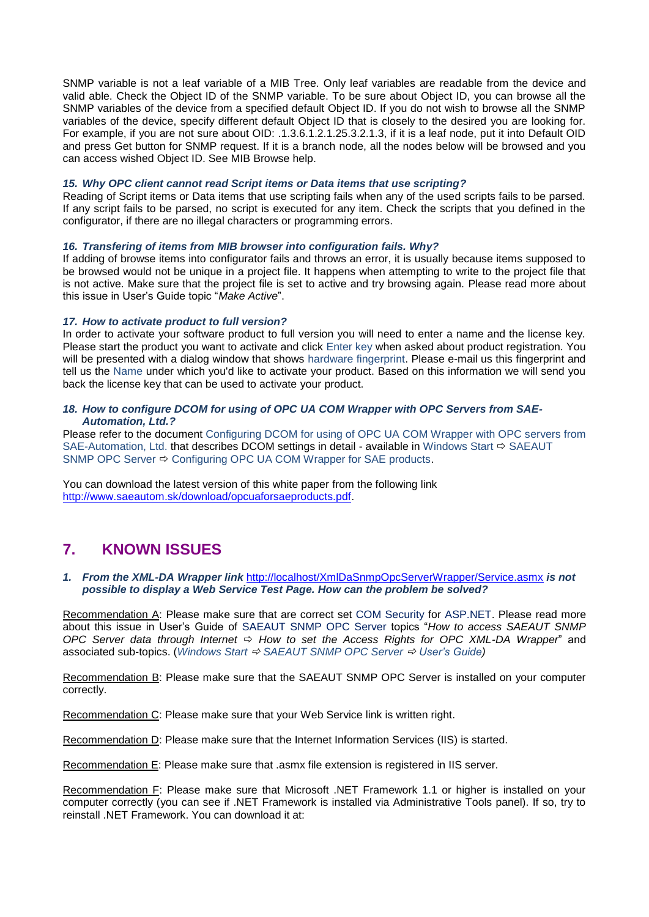SNMP variable is not a leaf variable of a MIB Tree. Only leaf variables are readable from the device and valid able. Check the Object ID of the SNMP variable. To be sure about Object ID, you can browse all the SNMP variables of the device from a specified default Object ID. If you do not wish to browse all the SNMP variables of the device, specify different default Object ID that is closely to the desired you are looking for. For example, if you are not sure about OID: .1.3.6.1.2.1.25.3.2.1.3, if it is a leaf node, put it into Default OID and press Get button for SNMP request. If it is a branch node, all the nodes below will be browsed and you can access wished Object ID. See MIB Browse help.

***15. Why OPC client cannot read Script items or Data items that use scripting?***

Reading of Script items or Data items that use scripting fails when any of the used scripts fails to be parsed. If any script fails to be parsed, no script is executed for any item. Check the scripts that you defined in the configurator, if there are no illegal characters or programming errors.

***16. Transfering of items from MIB browser into configuration fails. Why?***

If adding of browse items into configurator fails and throws an error, it is usually because items supposed to be browsed would not be unique in a project file. It happens when attempting to write to the project file that is not active. Make sure that the project file is set to active and try browsing again. Please read more about this issue in User's Guide topic "*Make Active*".

***17. How to activate product to full version?***

In order to activate your software product to full version you will need to enter a name and the license key. Please start the product you want to activate and click Enter key when asked about product registration. You will be presented with a dialog window that shows hardware fingerprint. Please e-mail us this fingerprint and tell us the Name under which you'd like to activate your product. Based on this information we will send you back the license key that can be used to activate your product.

***18. How to configure DCOM for using of OPC UA COM Wrapper with OPC Servers from SAE-Automation, Ltd.?***

Please refer to the document Configuring DCOM for using of OPC UA COM Wrapper with OPC servers from SAE-Automation, Ltd. that describes DCOM settings in detail - available in Windows Start ⇨ SAEAUT SNMP OPC Server ⇨ Configuring OPC UA COM Wrapper for SAE products.

You can download the latest version of this white paper from the following link http://www.saeautom.sk/download/opcuaforsaeproducts.pdf.

## 7. KNOWN ISSUES

***1. From the XML-DA Wrapper link http://localhost/XmlDaSnmpOpcServerWrapper/Service.asmx is not possible to display a Web Service Test Page. How can the problem be solved?***

Recommendation A: Please make sure that are correct set COM Security for ASP.NET. Please read more about this issue in User's Guide of SAEAUT SNMP OPC Server topics "*How to access SAEAUT SNMP OPC Server data through Internet ⇨ How to set the Access Rights for OPC XML-DA Wrapper*" and associated sub-topics. (*Windows Start ⇨ SAEAUT SNMP OPC Server ⇨ User's Guide)*

Recommendation B: Please make sure that the SAEAUT SNMP OPC Server is installed on your computer correctly.

Recommendation C: Please make sure that your Web Service link is written right.

Recommendation D: Please make sure that the Internet Information Services (IIS) is started.

Recommendation E: Please make sure that .asmx file extension is registered in IIS server.

Recommendation F: Please make sure that Microsoft .NET Framework 1.1 or higher is installed on your computer correctly (you can see if .NET Framework is installed via Administrative Tools panel). If so, try to reinstall .NET Framework. You can download it at: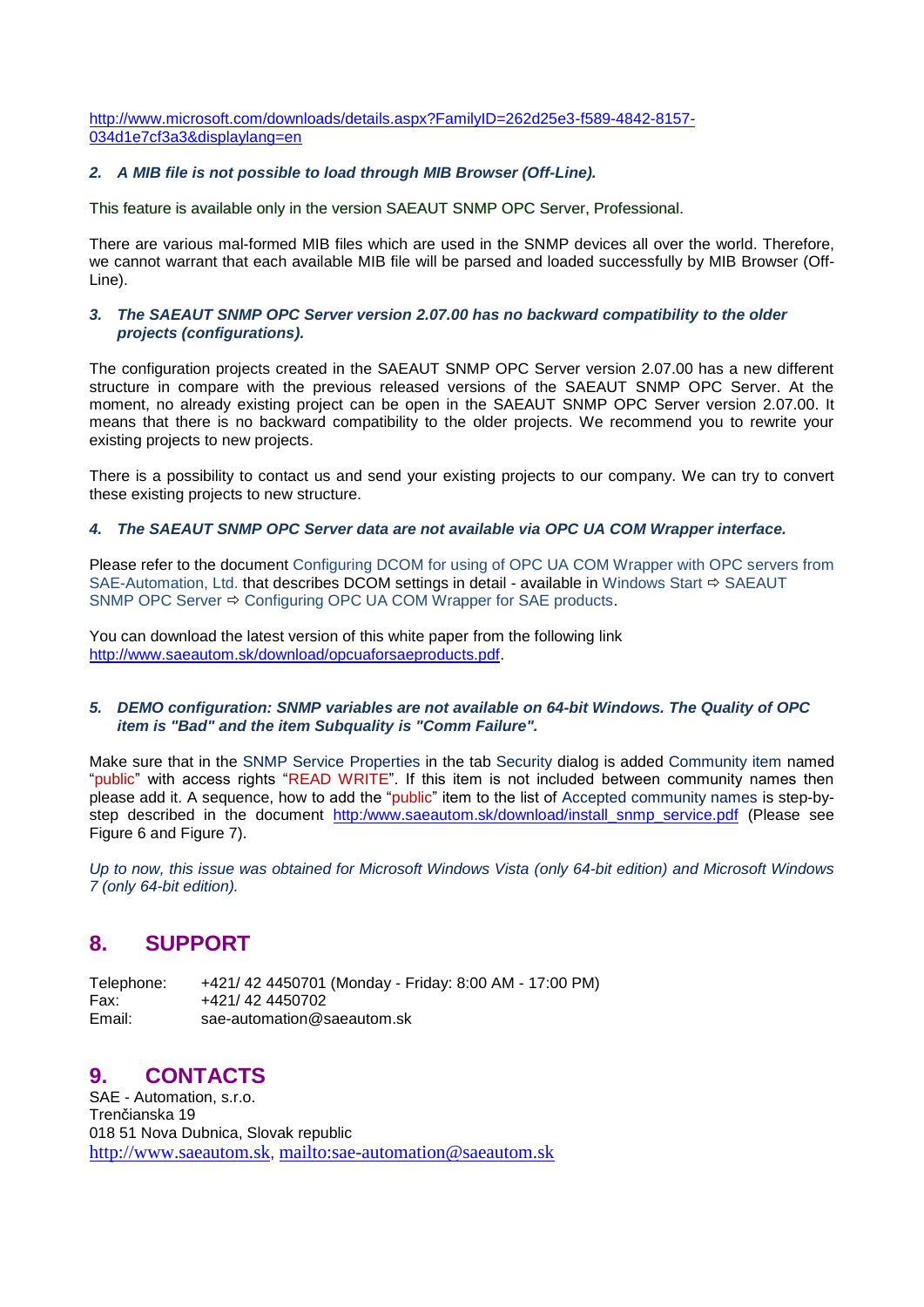http://www.microsoft.com/downloads/details.aspx?FamilyID=262d25e3-f589-4842-8157-034d1e7cf3a3&displaylang=en

***2. A MIB file is not possible to load through MIB Browser (Off-Line).***

This feature is available only in the version SAEAUT SNMP OPC Server, Professional.

There are various mal-formed MIB files which are used in the SNMP devices all over the world. Therefore, we cannot warrant that each available MIB file will be parsed and loaded successfully by MIB Browser (Off-Line).

***3. The SAEAUT SNMP OPC Server version 2.07.00 has no backward compatibility to the older projects (configurations).***

The configuration projects created in the SAEAUT SNMP OPC Server version 2.07.00 has a new different structure in compare with the previous released versions of the SAEAUT SNMP OPC Server. At the moment, no already existing project can be open in the SAEAUT SNMP OPC Server version 2.07.00. It means that there is no backward compatibility to the older projects. We recommend you to rewrite your existing projects to new projects.

There is a possibility to contact us and send your existing projects to our company. We can try to convert these existing projects to new structure.

***4. The SAEAUT SNMP OPC Server data are not available via OPC UA COM Wrapper interface.***

Please refer to the document Configuring DCOM for using of OPC UA COM Wrapper with OPC servers from SAE-Automation, Ltd. that describes DCOM settings in detail - available in Windows Start ⇨ SAEAUT SNMP OPC Server ⇨ Configuring OPC UA COM Wrapper for SAE products.

You can download the latest version of this white paper from the following link http://www.saeautom.sk/download/opcuaforsaeproducts.pdf.

***5. DEMO configuration: SNMP variables are not available on 64-bit Windows. The Quality of OPC item is "Bad" and the item Subquality is "Comm Failure".***

Make sure that in the SNMP Service Properties in the tab Security dialog is added Community item named "public" with access rights "READ WRITE". If this item is not included between community names then please add it. A sequence, how to add the "public" item to the list of Accepted community names is step-by-step described in the document http:/www.saeautom.sk/download/install_snmp_service.pdf (Please see Figure 6 and Figure 7).

*Up to now, this issue was obtained for Microsoft Windows Vista (only 64-bit edition) and Microsoft Windows 7 (only 64-bit edition).*

# 8. SUPPORT

Telephone: +421/ 42 4450701 (Monday - Friday: 8:00 AM - 17:00 PM)
Fax: +421/ 42 4450702
Email: sae-automation@saeautom.sk

# 9. CONTACTS

SAE - Automation, s.r.o.
Trenčianska 19
018 51 Nova Dubnica, Slovak republic
http://www.saeautom.sk, mailto:sae-automation@saeautom.sk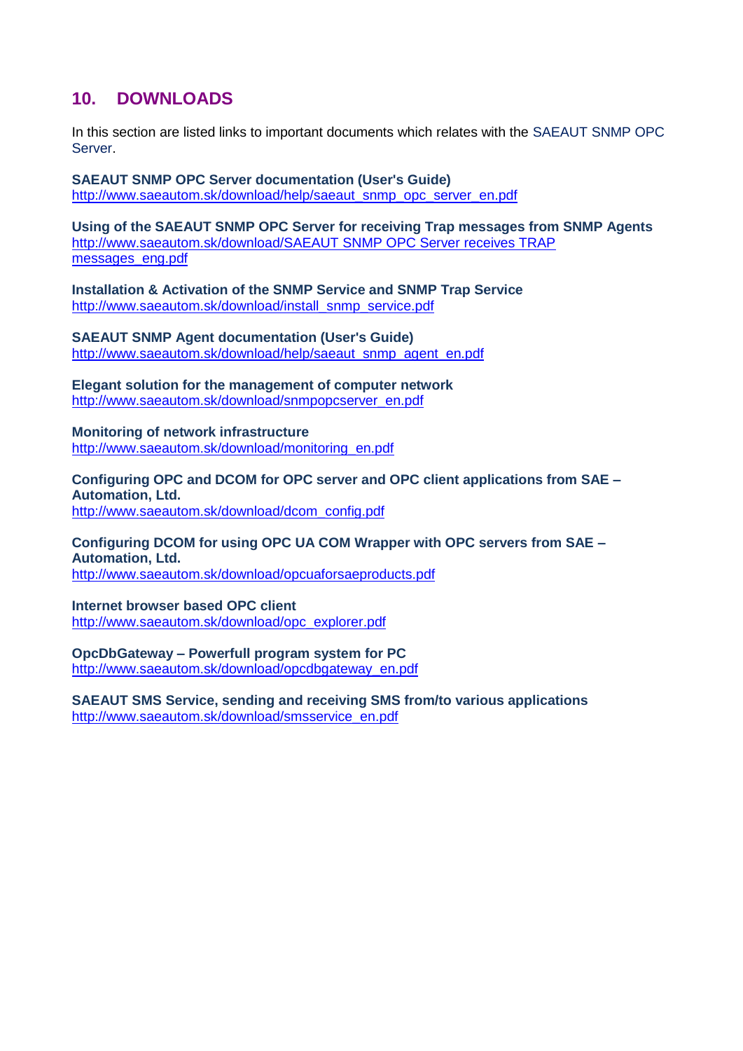## 10. DOWNLOADS

In this section are listed links to important documents which relates with the SAEAUT SNMP OPC Server.

**SAEAUT SNMP OPC Server documentation (User's Guide)**
http://www.saeautom.sk/download/help/saeaut_snmp_opc_server_en.pdf

**Using of the SAEAUT SNMP OPC Server for receiving Trap messages from SNMP Agents**
http://www.saeautom.sk/download/SAEAUT SNMP OPC Server receives TRAP messages_eng.pdf

**Installation & Activation of the SNMP Service and SNMP Trap Service**
http://www.saeautom.sk/download/install_snmp_service.pdf

**SAEAUT SNMP Agent documentation (User's Guide)**
http://www.saeautom.sk/download/help/saeaut_snmp_agent_en.pdf

**Elegant solution for the management of computer network**
http://www.saeautom.sk/download/snmpopcserver_en.pdf

**Monitoring of network infrastructure**
http://www.saeautom.sk/download/monitoring_en.pdf

**Configuring OPC and DCOM for OPC server and OPC client applications from SAE – Automation, Ltd.**
http://www.saeautom.sk/download/dcom_config.pdf

**Configuring DCOM for using OPC UA COM Wrapper with OPC servers from SAE – Automation, Ltd.**
http://www.saeautom.sk/download/opcuaforsaeproducts.pdf

**Internet browser based OPC client**
http://www.saeautom.sk/download/opc_explorer.pdf

**OpcDbGateway – Powerfull program system for PC**
http://www.saeautom.sk/download/opcdbgateway_en.pdf

**SAEAUT SMS Service, sending and receiving SMS from/to various applications**
http://www.saeautom.sk/download/smsservice_en.pdf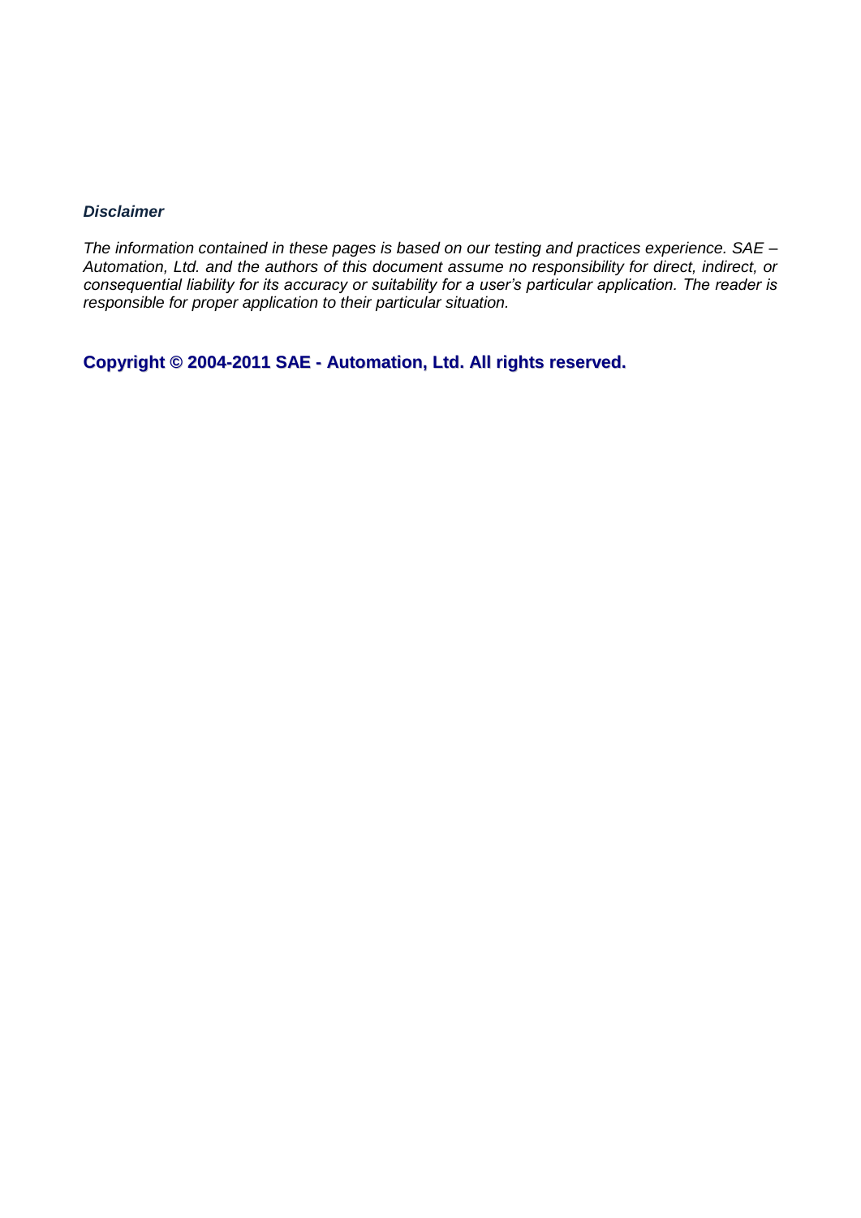***Disclaimer***

*The information contained in these pages is based on our testing and practices experience. SAE – Automation, Ltd. and the authors of this document assume no responsibility for direct, indirect, or consequential liability for its accuracy or suitability for a user's particular application. The reader is responsible for proper application to their particular situation.*

**Copyright © 2004-2011 SAE - Automation, Ltd. All rights reserved.**